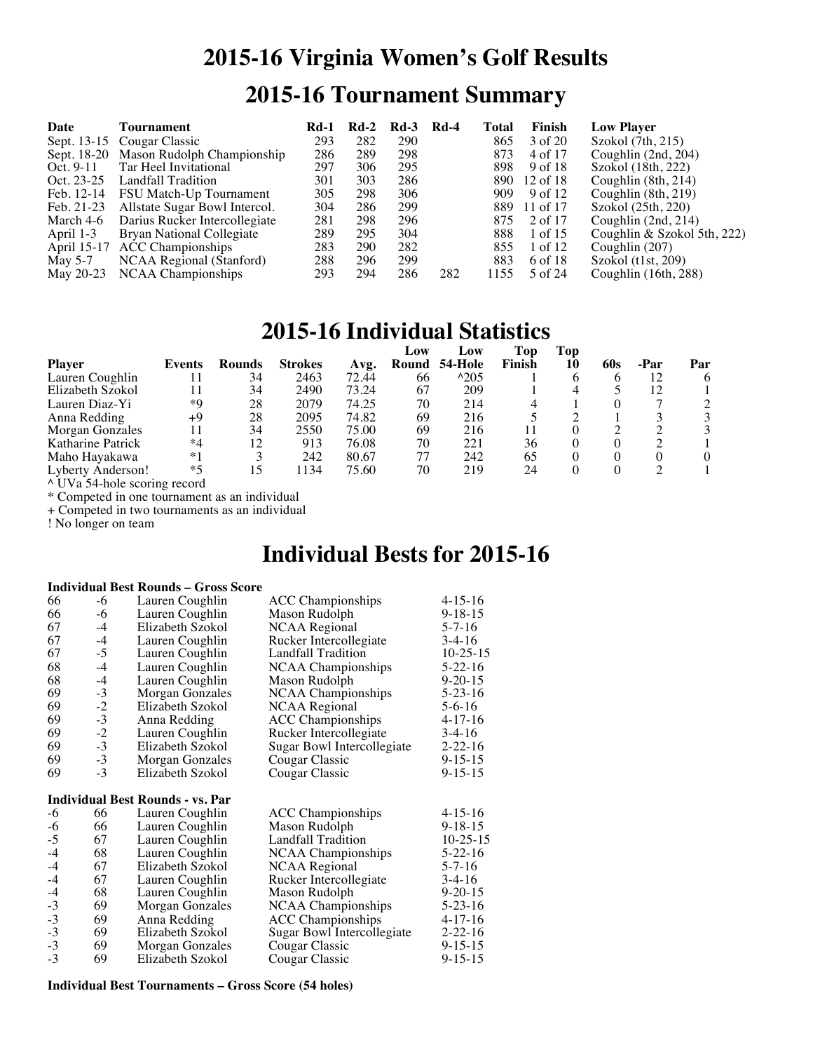# 2015-16 Virginia Women's Golf Results

## 2015-16 Tournament Summary

| Date | Tournament | Rd-1 | Rd-2 | Rd-3 | Rd-4 | Total | Finish | Low Player |
|---|---|---|---|---|---|---|---|---|
| Sept. 13-15 | Cougar Classic | 293 | 282 | 290 | | 865 | 3 of 20 | Szokol (7th, 215) |
| Sept. 18-20 | Mason Rudolph Championship | 286 | 289 | 298 | | 873 | 4 of 17 | Coughlin (2nd, 204) |
| Oct. 9-11 | Tar Heel Invitational | 297 | 306 | 295 | | 898 | 9 of 18 | Szokol (18th, 222) |
| Oct. 23-25 | Landfall Tradition | 301 | 303 | 286 | | 890 | 12 of 18 | Coughlin (8th, 214) |
| Feb. 12-14 | FSU Match-Up Tournament | 305 | 298 | 306 | | 909 | 9 of 12 | Coughlin (8th, 219) |
| Feb. 21-23 | Allstate Sugar Bowl Intercol. | 304 | 286 | 299 | | 889 | 11 of 17 | Szokol (25th, 220) |
| March 4-6 | Darius Rucker Intercollegiate | 281 | 298 | 296 | | 875 | 2 of 17 | Coughlin (2nd, 214) |
| April 1-3 | Bryan National Collegiate | 289 | 295 | 304 | | 888 | 1 of 15 | Coughlin & Szokol 5th, 222) |
| April 15-17 | ACC Championships | 283 | 290 | 282 | | 855 | 1 of 12 | Coughlin (207) |
| May 5-7 | NCAA Regional (Stanford) | 288 | 296 | 299 | | 883 | 6 of 18 | Szokol (t1st, 209) |
| May 20-23 | NCAA Championships | 293 | 294 | 286 | 282 | 1155 | 5 of 24 | Coughlin (16th, 288) |

## 2015-16 Individual Statistics

| Player | Events | Rounds | Strokes | Avg. | Low Round | Low 54-Hole | Top Finish | Top 10 | 60s | -Par | Par |
|---|---|---|---|---|---|---|---|---|---|---|---|
| Lauren Coughlin | 11 | 34 | 2463 | 72.44 | 66 | ^205 | 1 | 6 | 6 | 12 | 6 |
| Elizabeth Szokol | 11 | 34 | 2490 | 73.24 | 67 | 209 | 1 | 4 | 5 | 12 | 1 |
| Lauren Diaz-Yi | *9 | 28 | 2079 | 74.25 | 70 | 214 | 4 | 1 | 0 | 7 | 2 |
| Anna Redding | +9 | 28 | 2095 | 74.82 | 69 | 216 | 5 | 2 | 1 | 3 | 3 |
| Morgan Gonzales | 11 | 34 | 2550 | 75.00 | 69 | 216 | 11 | 0 | 2 | 2 | 3 |
| Katharine Patrick | *4 | 12 | 913 | 76.08 | 70 | 221 | 36 | 0 | 0 | 2 | 1 |
| Maho Hayakawa | *1 | 3 | 242 | 80.67 | 77 | 242 | 65 | 0 | 0 | 0 | 0 |
| Lyberty Anderson! | *5 | 15 | 1134 | 75.60 | 70 | 219 | 24 | 0 | 0 | 2 | 1 |

^ UVa 54-hole scoring record
* Competed in one tournament as an individual
+ Competed in two tournaments as an individual
! No longer on team

## Individual Bests for 2015-16

**Individual Best Rounds – Gross Score**

| | | | | |
|---|---|---|---|---|
| 66 | -6 | Lauren Coughlin | ACC Championships | 4-15-16 |
| 66 | -6 | Lauren Coughlin | Mason Rudolph | 9-18-15 |
| 67 | -4 | Elizabeth Szokol | NCAA Regional | 5-7-16 |
| 67 | -4 | Lauren Coughlin | Rucker Intercollegiate | 3-4-16 |
| 67 | -5 | Lauren Coughlin | Landfall Tradition | 10-25-15 |
| 68 | -4 | Lauren Coughlin | NCAA Championships | 5-22-16 |
| 68 | -4 | Lauren Coughlin | Mason Rudolph | 9-20-15 |
| 69 | -3 | Morgan Gonzales | NCAA Championships | 5-23-16 |
| 69 | -2 | Elizabeth Szokol | NCAA Regional | 5-6-16 |
| 69 | -3 | Anna Redding | ACC Championships | 4-17-16 |
| 69 | -2 | Lauren Coughlin | Rucker Intercollegiate | 3-4-16 |
| 69 | -3 | Elizabeth Szokol | Sugar Bowl Intercollegiate | 2-22-16 |
| 69 | -3 | Morgan Gonzales | Cougar Classic | 9-15-15 |
| 69 | -3 | Elizabeth Szokol | Cougar Classic | 9-15-15 |

**Individual Best Rounds - vs. Par**

| | | | | |
|---|---|---|---|---|
| -6 | 66 | Lauren Coughlin | ACC Championships | 4-15-16 |
| -6 | 66 | Lauren Coughlin | Mason Rudolph | 9-18-15 |
| -5 | 67 | Lauren Coughlin | Landfall Tradition | 10-25-15 |
| -4 | 68 | Lauren Coughlin | NCAA Championships | 5-22-16 |
| -4 | 67 | Elizabeth Szokol | NCAA Regional | 5-7-16 |
| -4 | 67 | Lauren Coughlin | Rucker Intercollegiate | 3-4-16 |
| -4 | 68 | Lauren Coughlin | Mason Rudolph | 9-20-15 |
| -3 | 69 | Morgan Gonzales | NCAA Championships | 5-23-16 |
| -3 | 69 | Anna Redding | ACC Championships | 4-17-16 |
| -3 | 69 | Elizabeth Szokol | Sugar Bowl Intercollegiate | 2-22-16 |
| -3 | 69 | Morgan Gonzales | Cougar Classic | 9-15-15 |
| -3 | 69 | Elizabeth Szokol | Cougar Classic | 9-15-15 |

**Individual Best Tournaments – Gross Score (54 holes)**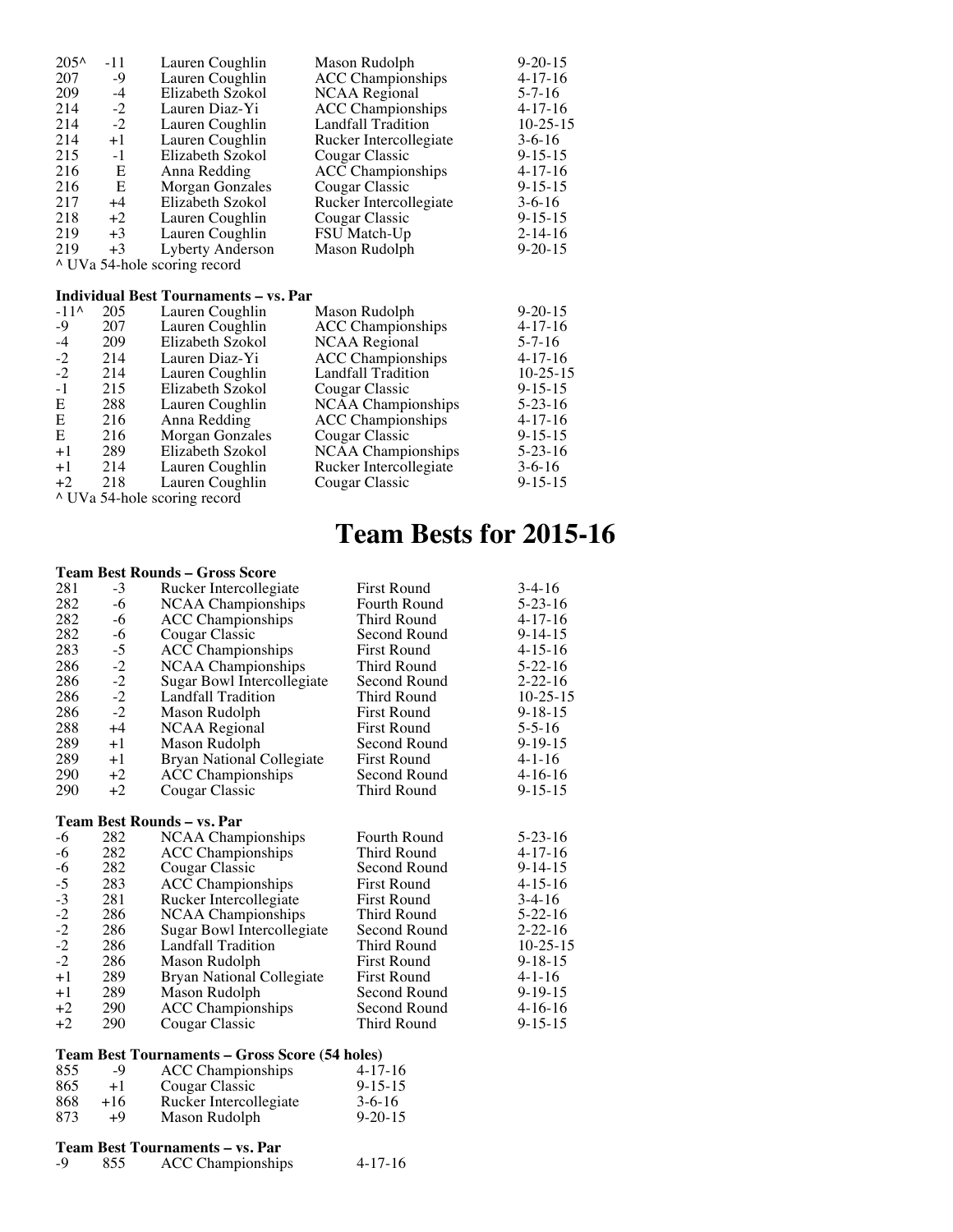| | | | | |
|---|---|---|---|---|
| 205^ | -11 | Lauren Coughlin | Mason Rudolph | 9-20-15 |
| 207 | -9 | Lauren Coughlin | ACC Championships | 4-17-16 |
| 209 | -4 | Elizabeth Szokol | NCAA Regional | 5-7-16 |
| 214 | -2 | Lauren Diaz-Yi | ACC Championships | 4-17-16 |
| 214 | -2 | Lauren Coughlin | Landfall Tradition | 10-25-15 |
| 214 | +1 | Lauren Coughlin | Rucker Intercollegiate | 3-6-16 |
| 215 | -1 | Elizabeth Szokol | Cougar Classic | 9-15-15 |
| 216 | E | Anna Redding | ACC Championships | 4-17-16 |
| 216 | E | Morgan Gonzales | Cougar Classic | 9-15-15 |
| 217 | +4 | Elizabeth Szokol | Rucker Intercollegiate | 3-6-16 |
| 218 | +2 | Lauren Coughlin | Cougar Classic | 9-15-15 |
| 219 | +3 | Lauren Coughlin | FSU Match-Up | 2-14-16 |
| 219 | +3 | Lyberty Anderson | Mason Rudolph | 9-20-15 |

^ UVa 54-hole scoring record

**Individual Best Tournaments – vs. Par**

| | | | | |
|---|---|---|---|---|
| -11^ | 205 | Lauren Coughlin | Mason Rudolph | 9-20-15 |
| -9 | 207 | Lauren Coughlin | ACC Championships | 4-17-16 |
| -4 | 209 | Elizabeth Szokol | NCAA Regional | 5-7-16 |
| -2 | 214 | Lauren Diaz-Yi | ACC Championships | 4-17-16 |
| -2 | 214 | Lauren Coughlin | Landfall Tradition | 10-25-15 |
| -1 | 215 | Elizabeth Szokol | Cougar Classic | 9-15-15 |
| E | 288 | Lauren Coughlin | NCAA Championships | 5-23-16 |
| E | 216 | Anna Redding | ACC Championships | 4-17-16 |
| E | 216 | Morgan Gonzales | Cougar Classic | 9-15-15 |
| +1 | 289 | Elizabeth Szokol | NCAA Championships | 5-23-16 |
| +1 | 214 | Lauren Coughlin | Rucker Intercollegiate | 3-6-16 |
| +2 | 218 | Lauren Coughlin | Cougar Classic | 9-15-15 |

^ UVa 54-hole scoring record

# Team Bests for 2015-16

**Team Best Rounds – Gross Score**

| | | | | |
|---|---|---|---|---|
| 281 | -3 | Rucker Intercollegiate | First Round | 3-4-16 |
| 282 | -6 | NCAA Championships | Fourth Round | 5-23-16 |
| 282 | -6 | ACC Championships | Third Round | 4-17-16 |
| 282 | -6 | Cougar Classic | Second Round | 9-14-15 |
| 283 | -5 | ACC Championships | First Round | 4-15-16 |
| 286 | -2 | NCAA Championships | Third Round | 5-22-16 |
| 286 | -2 | Sugar Bowl Intercollegiate | Second Round | 2-22-16 |
| 286 | -2 | Landfall Tradition | Third Round | 10-25-15 |
| 286 | -2 | Mason Rudolph | First Round | 9-18-15 |
| 288 | +4 | NCAA Regional | First Round | 5-5-16 |
| 289 | +1 | Mason Rudolph | Second Round | 9-19-15 |
| 289 | +1 | Bryan National Collegiate | First Round | 4-1-16 |
| 290 | +2 | ACC Championships | Second Round | 4-16-16 |
| 290 | +2 | Cougar Classic | Third Round | 9-15-15 |

**Team Best Rounds – vs. Par**

| | | | | |
|---|---|---|---|---|
| -6 | 282 | NCAA Championships | Fourth Round | 5-23-16 |
| -6 | 282 | ACC Championships | Third Round | 4-17-16 |
| -6 | 282 | Cougar Classic | Second Round | 9-14-15 |
| -5 | 283 | ACC Championships | First Round | 4-15-16 |
| -3 | 281 | Rucker Intercollegiate | First Round | 3-4-16 |
| -2 | 286 | NCAA Championships | Third Round | 5-22-16 |
| -2 | 286 | Sugar Bowl Intercollegiate | Second Round | 2-22-16 |
| -2 | 286 | Landfall Tradition | Third Round | 10-25-15 |
| -2 | 286 | Mason Rudolph | First Round | 9-18-15 |
| +1 | 289 | Bryan National Collegiate | First Round | 4-1-16 |
| +1 | 289 | Mason Rudolph | Second Round | 9-19-15 |
| +2 | 290 | ACC Championships | Second Round | 4-16-16 |
| +2 | 290 | Cougar Classic | Third Round | 9-15-15 |

**Team Best Tournaments – Gross Score (54 holes)**

| | | | |
|---|---|---|---|
| 855 | -9 | ACC Championships | 4-17-16 |
| 865 | +1 | Cougar Classic | 9-15-15 |
| 868 | +16 | Rucker Intercollegiate | 3-6-16 |
| 873 | +9 | Mason Rudolph | 9-20-15 |

**Team Best Tournaments – vs. Par**

| | | | |
|---|---|---|---|
| -9 | 855 | ACC Championships | 4-17-16 |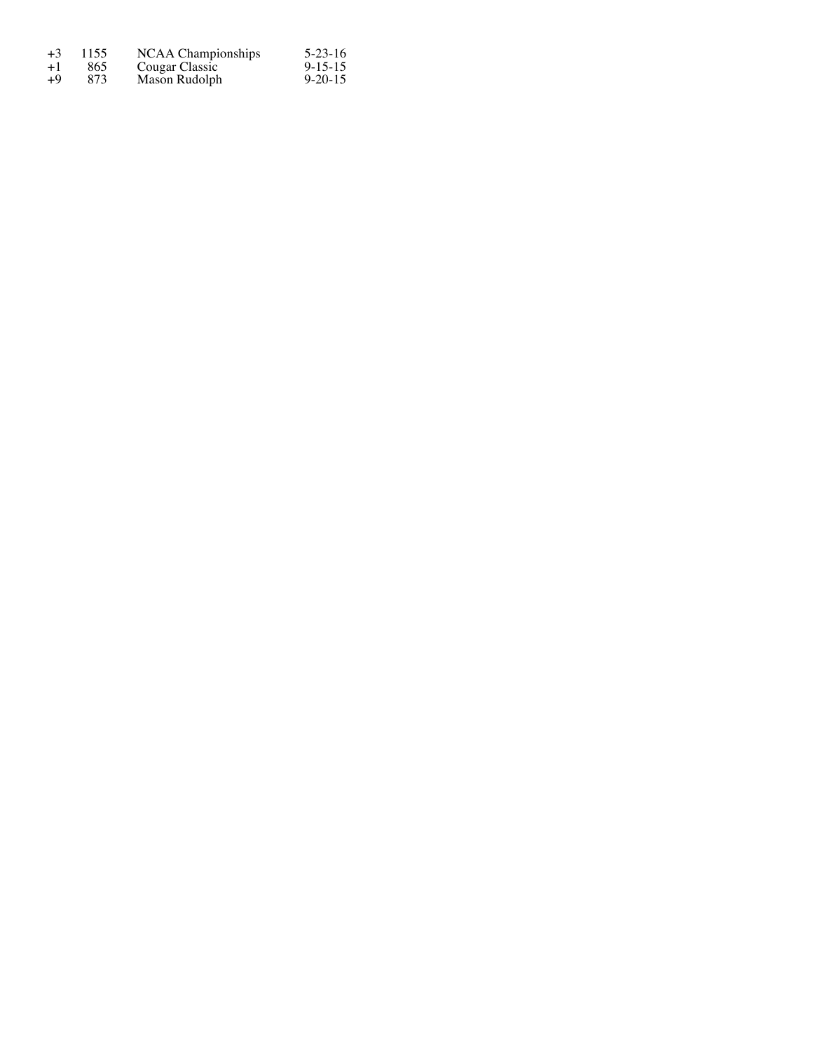| | | | |
|---|---|---|---|
| +3 | 1155 | NCAA Championships | 5-23-16 |
| +1 | 865 | Cougar Classic | 9-15-15 |
| +9 | 873 | Mason Rudolph | 9-20-15 |